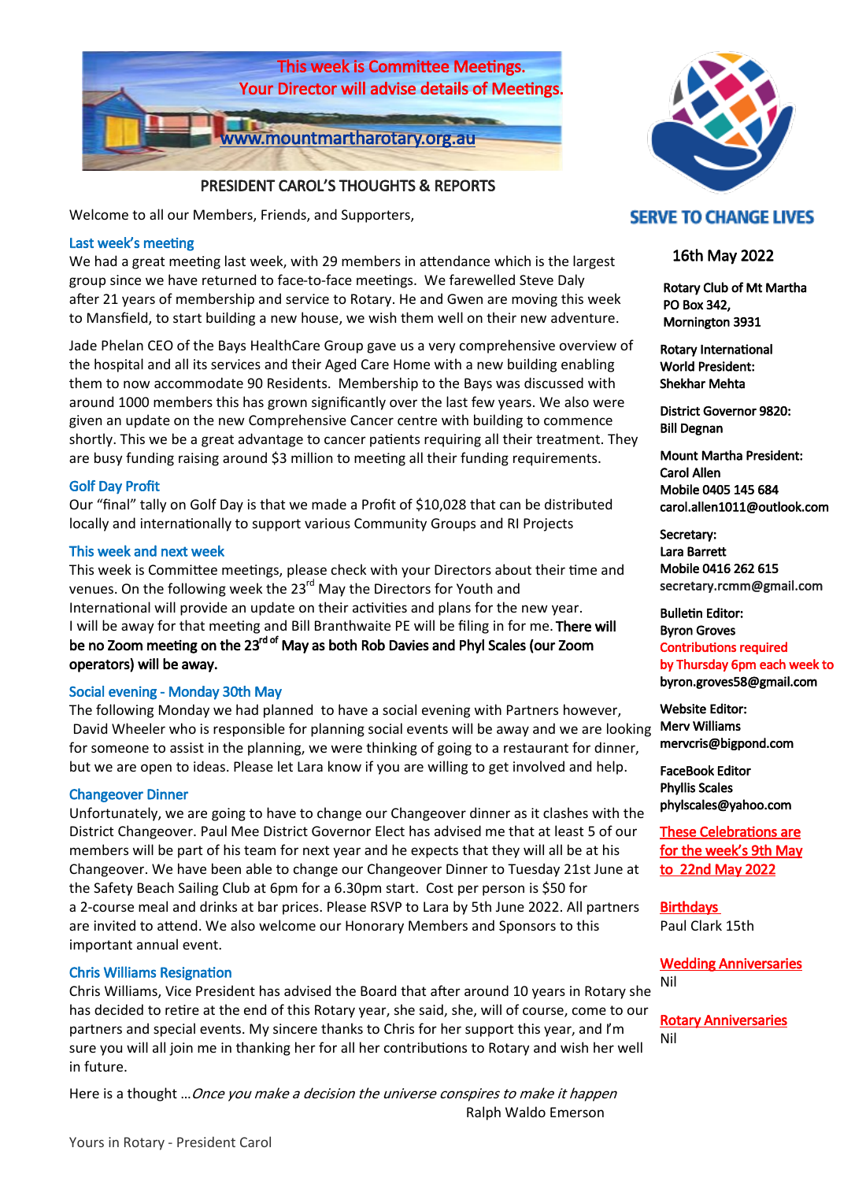This week is Committee Meetings.
Your Director will advise details of Meetings.

www.mountmartharotary.org.au

## PRESIDENT CAROL'S THOUGHTS & REPORTS

Welcome to all our Members, Friends, and Supporters,

### Last week's meeting

We had a great meeting last week, with 29 members in attendance which is the largest group since we have returned to face-to-face meetings. We farewelled Steve Daly after 21 years of membership and service to Rotary. He and Gwen are moving this week to Mansfield, to start building a new house, we wish them well on their new adventure.

Jade Phelan CEO of the Bays HealthCare Group gave us a very comprehensive overview of the hospital and all its services and their Aged Care Home with a new building enabling them to now accommodate 90 Residents. Membership to the Bays was discussed with around 1000 members this has grown significantly over the last few years. We also were given an update on the new Comprehensive Cancer centre with building to commence shortly. This we be a great advantage to cancer patients requiring all their treatment. They are busy funding raising around $3 million to meeting all their funding requirements.

### Golf Day Profit

Our "final" tally on Golf Day is that we made a Profit of $10,028 that can be distributed locally and internationally to support various Community Groups and RI Projects

### This week and next week

This week is Committee meetings, please check with your Directors about their time and venues. On the following week the 23rd May the Directors for Youth and International will provide an update on their activities and plans for the new year. I will be away for that meeting and Bill Branthwaite PE will be filing in for me. **There will be no Zoom meeting on the 23rd of May as both Rob Davies and Phyl Scales (our Zoom operators) will be away.**

### Social evening - Monday 30th May

The following Monday we had planned to have a social evening with Partners however, David Wheeler who is responsible for planning social events will be away and we are looking for someone to assist in the planning, we were thinking of going to a restaurant for dinner, but we are open to ideas. Please let Lara know if you are willing to get involved and help.

### Changeover Dinner

Unfortunately, we are going to have to change our Changeover dinner as it clashes with the District Changeover. Paul Mee District Governor Elect has advised me that at least 5 of our members will be part of his team for next year and he expects that they will all be at his Changeover. We have been able to change our Changeover Dinner to Tuesday 21st June at the Safety Beach Sailing Club at 6pm for a 6.30pm start. Cost per person is $50 for a 2-course meal and drinks at bar prices. Please RSVP to Lara by 5th June 2022. All partners are invited to attend. We also welcome our Honorary Members and Sponsors to this important annual event.

### Chris Williams Resignation

Chris Williams, Vice President has advised the Board that after around 10 years in Rotary she has decided to retire at the end of this Rotary year, she said, she, will of course, come to our partners and special events. My sincere thanks to Chris for her support this year, and I'm sure you will all join me in thanking her for all her contributions to Rotary and wish her well in future.

Here is a thought …*Once you make a decision the universe conspires to make it happen*
Ralph Waldo Emerson

Yours in Rotary - President Carol

---

**SERVE TO CHANGE LIVES**

**16th May 2022**

**Rotary Club of Mt Martha**
**PO Box 342,**
**Mornington 3931**

**Rotary International World President:**
**Shekhar Mehta**

**District Governor 9820:**
**Bill Degnan**

**Mount Martha President:**
**Carol Allen**
**Mobile 0405 145 684**
**carol.allen1011@outlook.com**

**Secretary:**
**Lara Barrett**
**Mobile 0416 262 615**
**secretary.rcmm@gmail.com**

**Bulletin Editor:**
**Byron Groves**
**Contributions required by Thursday 6pm each week to**
**byron.groves58@gmail.com**

**Website Editor:**
**Merv Williams**
**mervcris@bigpond.com**

**FaceBook Editor**
**Phyllis Scales**
**phylscales@yahoo.com**

**These Celebrations are for the week's 9th May to 22nd May 2022**

**Birthdays**
Paul Clark 15th

**Wedding Anniversaries**
Nil

**Rotary Anniversaries**
Nil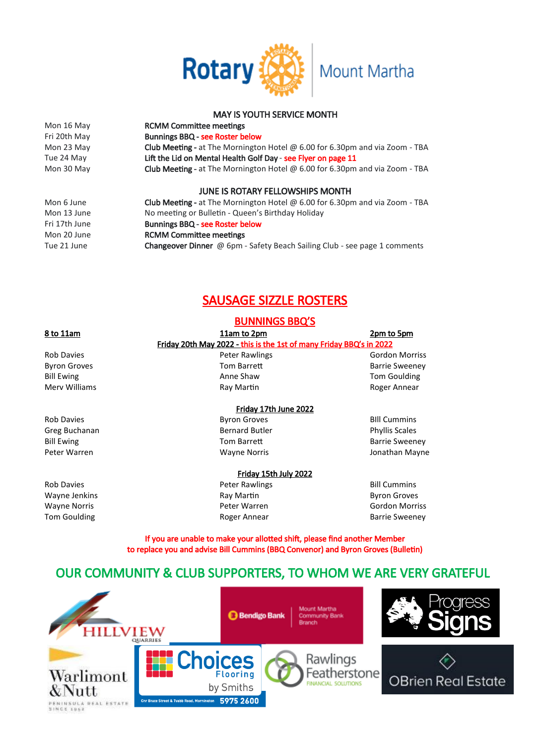Rotary Mount Martha

## MAY IS YOUTH SERVICE MONTH

| | |
|---|---|
| Mon 16 May | **RCMM Committee meetings** |
| Fri 20th May | **Bunnings BBQ** - see Roster below |
| Mon 23 May | **Club Meeting** - at The Mornington Hotel @ 6.00 for 6.30pm and via Zoom - TBA |
| Tue 24 May | **Lift the Lid on Mental Health Golf Day** - see Flyer on page 11 |
| Mon 30 May | **Club Meeting** - at The Mornington Hotel @ 6.00 for 6.30pm and via Zoom - TBA |

## JUNE IS ROTARY FELLOWSHIPS MONTH

| | |
|---|---|
| Mon 6 June | **Club Meeting** - at The Mornington Hotel @ 6.00 for 6.30pm and via Zoom - TBA |
| Mon 13 June | No meeting or Bulletin - Queen's Birthday Holiday |
| Fri 17th June | **Bunnings BBQ** - see Roster below |
| Mon 20 June | **RCMM Committee meetings** |
| Tue 21 June | **Changeover Dinner** @ 6pm - Safety Beach Sailing Club - see page 1 comments |

## SAUSAGE SIZZLE ROSTERS

### BUNNINGS BBQ'S

**Friday 20th May 2022 - this is the 1st of many Friday BBQ's in 2022**

| 8 to 11am | 11am to 2pm | 2pm to 5pm |
|---|---|---|
| Rob Davies | Peter Rawlings | Gordon Morriss |
| Byron Groves | Tom Barrett | Barrie Sweeney |
| Bill Ewing | Anne Shaw | Tom Goulding |
| Merv Williams | Ray Martin | Roger Annear |

**Friday 17th June 2022**

| 8 to 11am | 11am to 2pm | 2pm to 5pm |
|---|---|---|
| Rob Davies | Byron Groves | BIll Cummins |
| Greg Buchanan | Bernard Butler | Phyllis Scales |
| Bill Ewing | Tom Barrett | Barrie Sweeney |
| Peter Warren | Wayne Norris | Jonathan Mayne |

**Friday 15th July 2022**

| 8 to 11am | 11am to 2pm | 2pm to 5pm |
|---|---|---|
| Rob Davies | Peter Rawlings | Bill Cummins |
| Wayne Jenkins | Ray Martin | Byron Groves |
| Wayne Norris | Peter Warren | Gordon Morriss |
| Tom Goulding | Roger Annear | Barrie Sweeney |

**If you are unable to make your allotted shift, please find another Member to replace you and advise Bill Cummins (BBQ Convenor) and Byron Groves (Bulletin)**

## OUR COMMUNITY & CLUB SUPPORTERS, TO WHOM WE ARE VERY GRATEFUL

Hillview Quarries · Bendigo Bank Mount Martha Community Bank Branch · Progress Signs · Warlimont & Nutt Peninsula Real Estate Since 1962 · Choices Flooring by Smiths, Cnr Bruce Street & Tyabb Road, Mornington 5975 2600 · Rawlings Featherstone Financial Solutions · OBrien Real Estate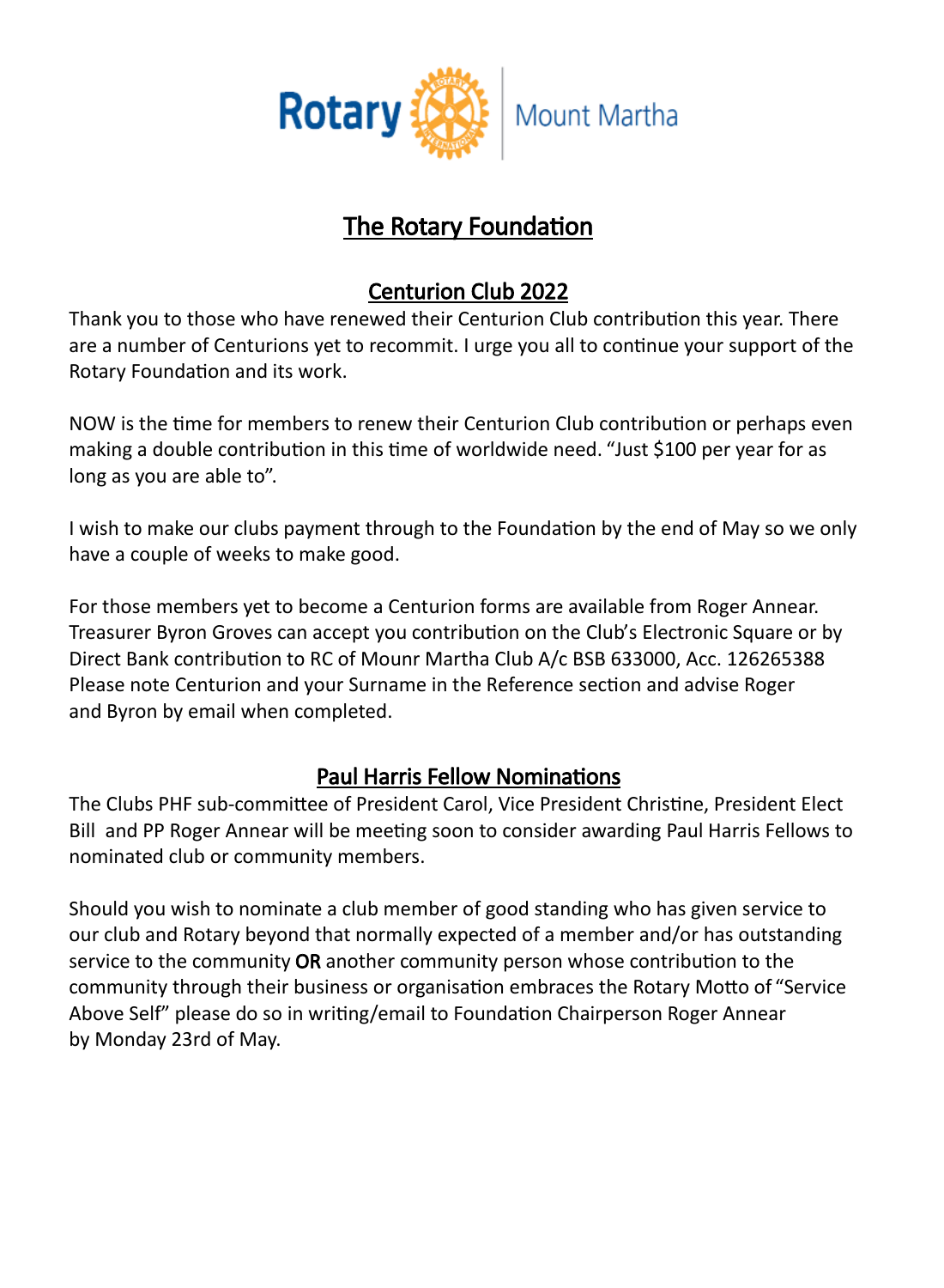Rotary | Mount Martha

# The Rotary Foundation

## Centurion Club 2022

Thank you to those who have renewed their Centurion Club contribution this year. There are a number of Centurions yet to recommit. I urge you all to continue your support of the Rotary Foundation and its work.

NOW is the time for members to renew their Centurion Club contribution or perhaps even making a double contribution in this time of worldwide need. "Just $100 per year for as long as you are able to".

I wish to make our clubs payment through to the Foundation by the end of May so we only have a couple of weeks to make good.

For those members yet to become a Centurion forms are available from Roger Annear. Treasurer Byron Groves can accept you contribution on the Club's Electronic Square or by Direct Bank contribution to RC of Mounr Martha Club A/c BSB 633000, Acc. 126265388 Please note Centurion and your Surname in the Reference section and advise Roger and Byron by email when completed.

## Paul Harris Fellow Nominations

The Clubs PHF sub-committee of President Carol, Vice President Christine, President Elect Bill and PP Roger Annear will be meeting soon to consider awarding Paul Harris Fellows to nominated club or community members.

Should you wish to nominate a club member of good standing who has given service to our club and Rotary beyond that normally expected of a member and/or has outstanding service to the community OR another community person whose contribution to the community through their business or organisation embraces the Rotary Motto of "Service Above Self" please do so in writing/email to Foundation Chairperson Roger Annear by Monday 23rd of May.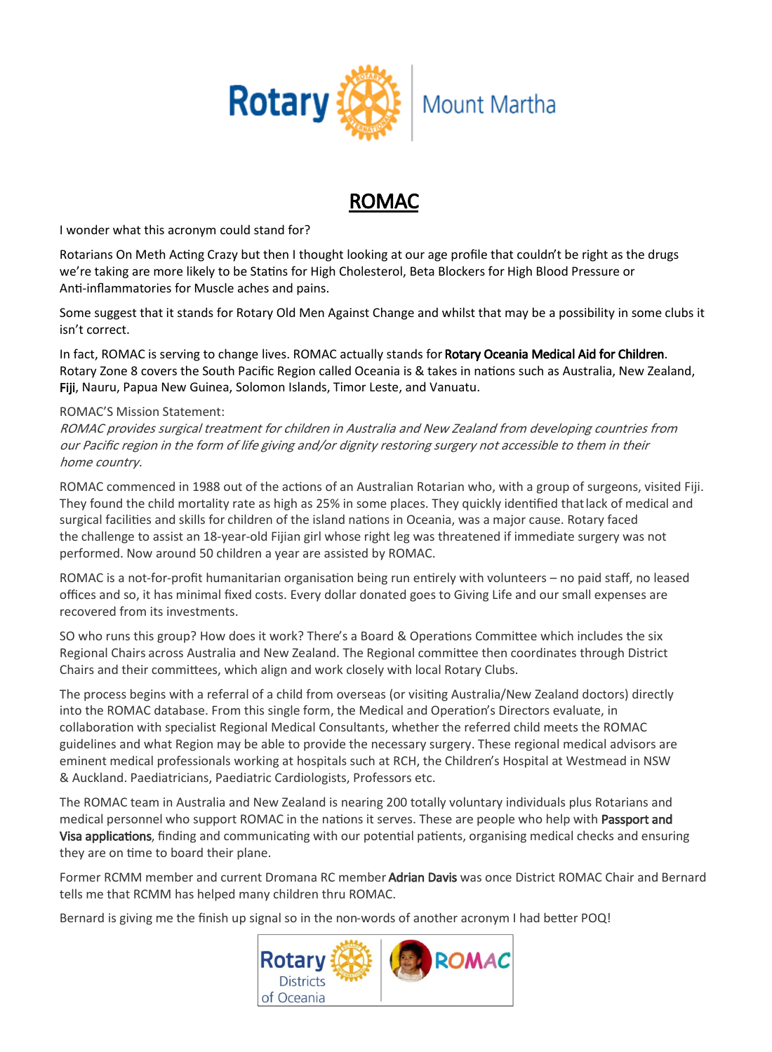# ROMAC

I wonder what this acronym could stand for?

Rotarians On Meth Acting Crazy but then I thought looking at our age profile that couldn't be right as the drugs we're taking are more likely to be Statins for High Cholesterol, Beta Blockers for High Blood Pressure or Anti-inflammatories for Muscle aches and pains.

Some suggest that it stands for Rotary Old Men Against Change and whilst that may be a possibility in some clubs it isn't correct.

In fact, ROMAC is serving to change lives. ROMAC actually stands for **Rotary Oceania Medical Aid for Children**. Rotary Zone 8 covers the South Pacific Region called Oceania is & takes in nations such as Australia, New Zealand, **Fiji**, Nauru, Papua New Guinea, Solomon Islands, Timor Leste, and Vanuatu.

ROMAC'S Mission Statement:

*ROMAC provides surgical treatment for children in Australia and New Zealand from developing countries from our Pacific region in the form of life giving and/or dignity restoring surgery not accessible to them in their home country.*

ROMAC commenced in 1988 out of the actions of an Australian Rotarian who, with a group of surgeons, visited Fiji. They found the child mortality rate as high as 25% in some places. They quickly identified that lack of medical and surgical facilities and skills for children of the island nations in Oceania, was a major cause. Rotary faced the challenge to assist an 18-year-old Fijian girl whose right leg was threatened if immediate surgery was not performed. Now around 50 children a year are assisted by ROMAC.

ROMAC is a not-for-profit humanitarian organisation being run entirely with volunteers – no paid staff, no leased offices and so, it has minimal fixed costs. Every dollar donated goes to Giving Life and our small expenses are recovered from its investments.

SO who runs this group? How does it work? There's a Board & Operations Committee which includes the six Regional Chairs across Australia and New Zealand. The Regional committee then coordinates through District Chairs and their committees, which align and work closely with local Rotary Clubs.

The process begins with a referral of a child from overseas (or visiting Australia/New Zealand doctors) directly into the ROMAC database. From this single form, the Medical and Operation's Directors evaluate, in collaboration with specialist Regional Medical Consultants, whether the referred child meets the ROMAC guidelines and what Region may be able to provide the necessary surgery. These regional medical advisors are eminent medical professionals working at hospitals such at RCH, the Children's Hospital at Westmead in NSW & Auckland. Paediatricians, Paediatric Cardiologists, Professors etc.

The ROMAC team in Australia and New Zealand is nearing 200 totally voluntary individuals plus Rotarians and medical personnel who support ROMAC in the nations it serves. These are people who help with **Passport and Visa applications**, finding and communicating with our potential patients, organising medical checks and ensuring they are on time to board their plane.

Former RCMM member and current Dromana RC member **Adrian Davis** was once District ROMAC Chair and Bernard tells me that RCMM has helped many children thru ROMAC.

Bernard is giving me the finish up signal so in the non-words of another acronym I had better POQ!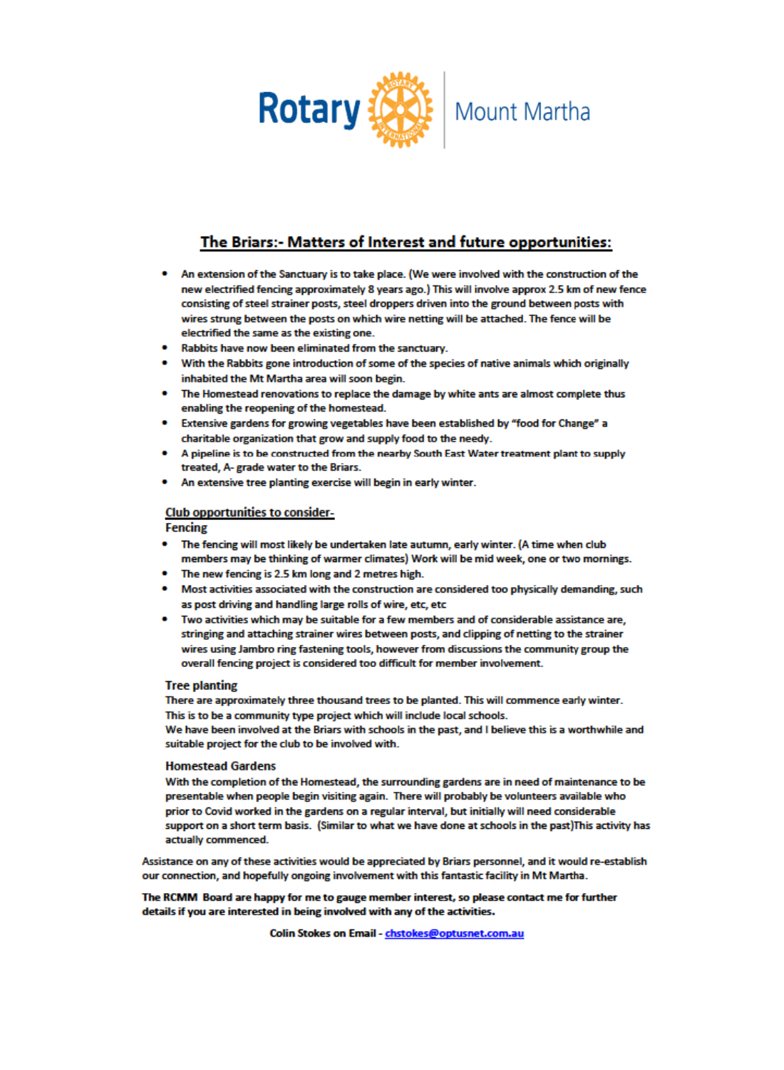Rotary Mount Martha

## The Briars:- Matters of Interest and future opportunities:

- An extension of the Sanctuary is to take place. (We were involved with the construction of the new electrified fencing approximately 8 years ago.) This will involve approx 2.5 km of new fence consisting of steel strainer posts, steel droppers driven into the ground between posts with wires strung between the posts on which wire netting will be attached. The fence will be electrified the same as the existing one.
- Rabbits have now been eliminated from the sanctuary.
- With the Rabbits gone introduction of some of the species of native animals which originally inhabited the Mt Martha area will soon begin.
- The Homestead renovations to replace the damage by white ants are almost complete thus enabling the reopening of the homestead.
- Extensive gardens for growing vegetables have been established by "food for Change" a charitable organization that grow and supply food to the needy.
- A pipeline is to be constructed from the nearby South East Water treatment plant to supply treated, A- grade water to the Briars.
- An extensive tree planting exercise will begin in early winter.

### Club opportunities to consider-

**Fencing**

- The fencing will most likely be undertaken late autumn, early winter. (A time when club members may be thinking of warmer climates) Work will be mid week, one or two mornings.
- The new fencing is 2.5 km long and 2 metres high.
- Most activities associated with the construction are considered too physically demanding, such as post driving and handling large rolls of wire, etc, etc
- Two activities which may be suitable for a few members and of considerable assistance are, stringing and attaching strainer wires between posts, and clipping of netting to the strainer wires using Jambro ring fastening tools, however from discussions the community group the overall fencing project is considered too difficult for member involvement.

**Tree planting**

There are approximately three thousand trees to be planted. This will commence early winter. This is to be a community type project which will include local schools.
We have been involved at the Briars with schools in the past, and I believe this is a worthwhile and suitable project for the club to be involved with.

**Homestead Gardens**

With the completion of the Homestead, the surrounding gardens are in need of maintenance to be presentable when people begin visiting again. There will probably be volunteers available who prior to Covid worked in the gardens on a regular interval, but initially will need considerable support on a short term basis. (Similar to what we have done at schools in the past)This activity has actually commenced.

Assistance on any of these activities would be appreciated by Briars personnel, and it would re-establish our connection, and hopefully ongoing involvement with this fantastic facility in Mt Martha.

**The RCMM Board are happy for me to gauge member interest, so please contact me for further details if you are interested in being involved with any of the activities.**

**Colin Stokes on Email - chstokes@optusnet.com.au**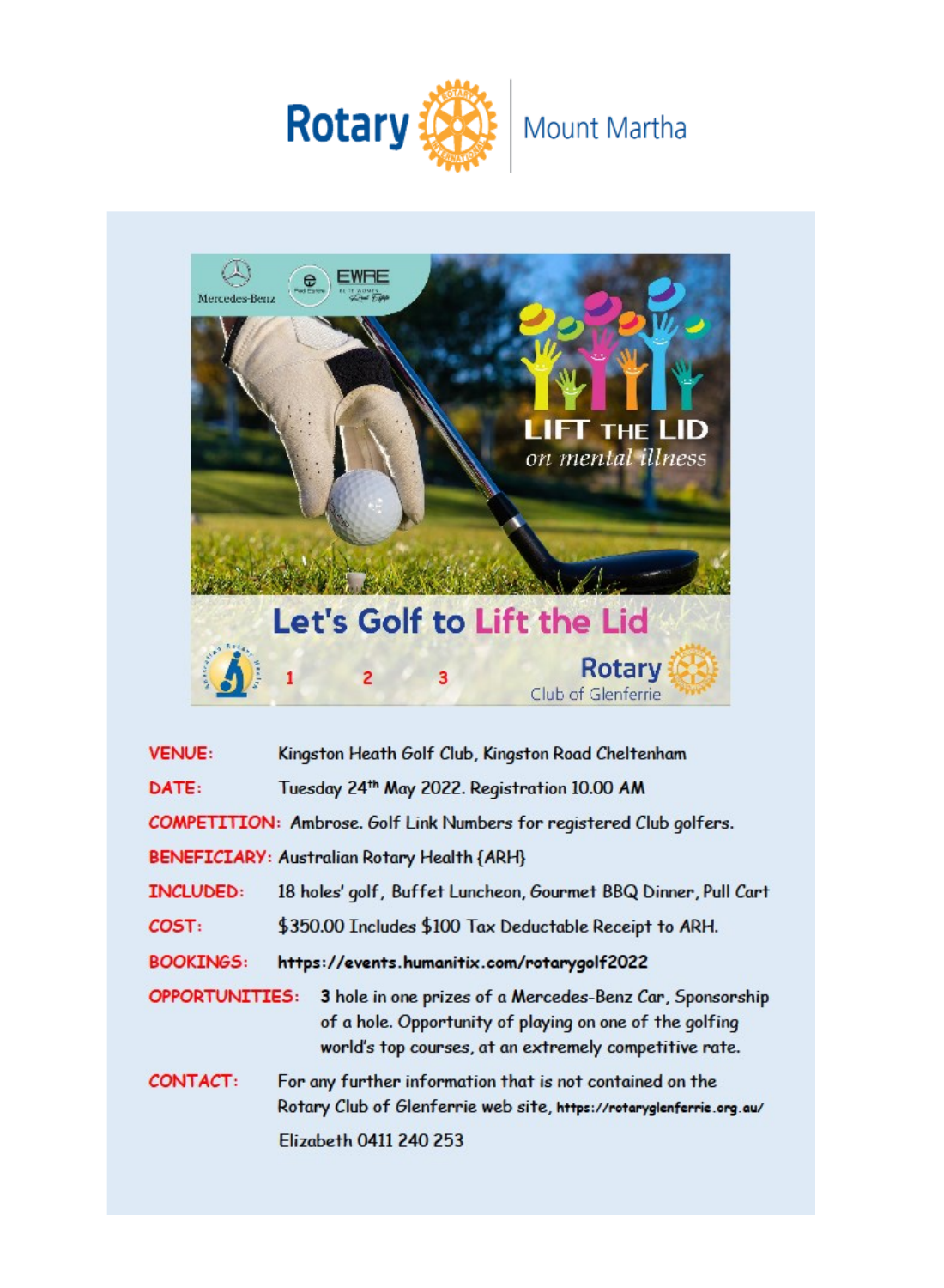Rotary Mount Martha

Mercedes-Benz EWRE

LIFT THE LID *on mental illness*

## Let's Golf to Lift the Lid

1 2 3

Rotary Club of Glenferrie

**VENUE:** Kingston Heath Golf Club, Kingston Road Cheltenham

**DATE:** Tuesday 24th May 2022. Registration 10.00 AM

**COMPETITION:** Ambrose. Golf Link Numbers for registered Club golfers.

**BENEFICIARY:** Australian Rotary Health {ARH}

**INCLUDED:** 18 holes' golf, Buffet Luncheon, Gourmet BBQ Dinner, Pull Cart

**COST:** $350.00 Includes $100 Tax Deductable Receipt to ARH.

**BOOKINGS:** **https://events.humanitix.com/rotarygolf2022**

**OPPORTUNITIES:** 3 hole in one prizes of a Mercedes-Benz Car, Sponsorship of a hole. Opportunity of playing on one of the golfing world's top courses, at an extremely competitive rate.

**CONTACT:** For any further information that is not contained on the Rotary Club of Glenferrie web site, https://rotaryglenferrie.org.au/

Elizabeth 0411 240 253